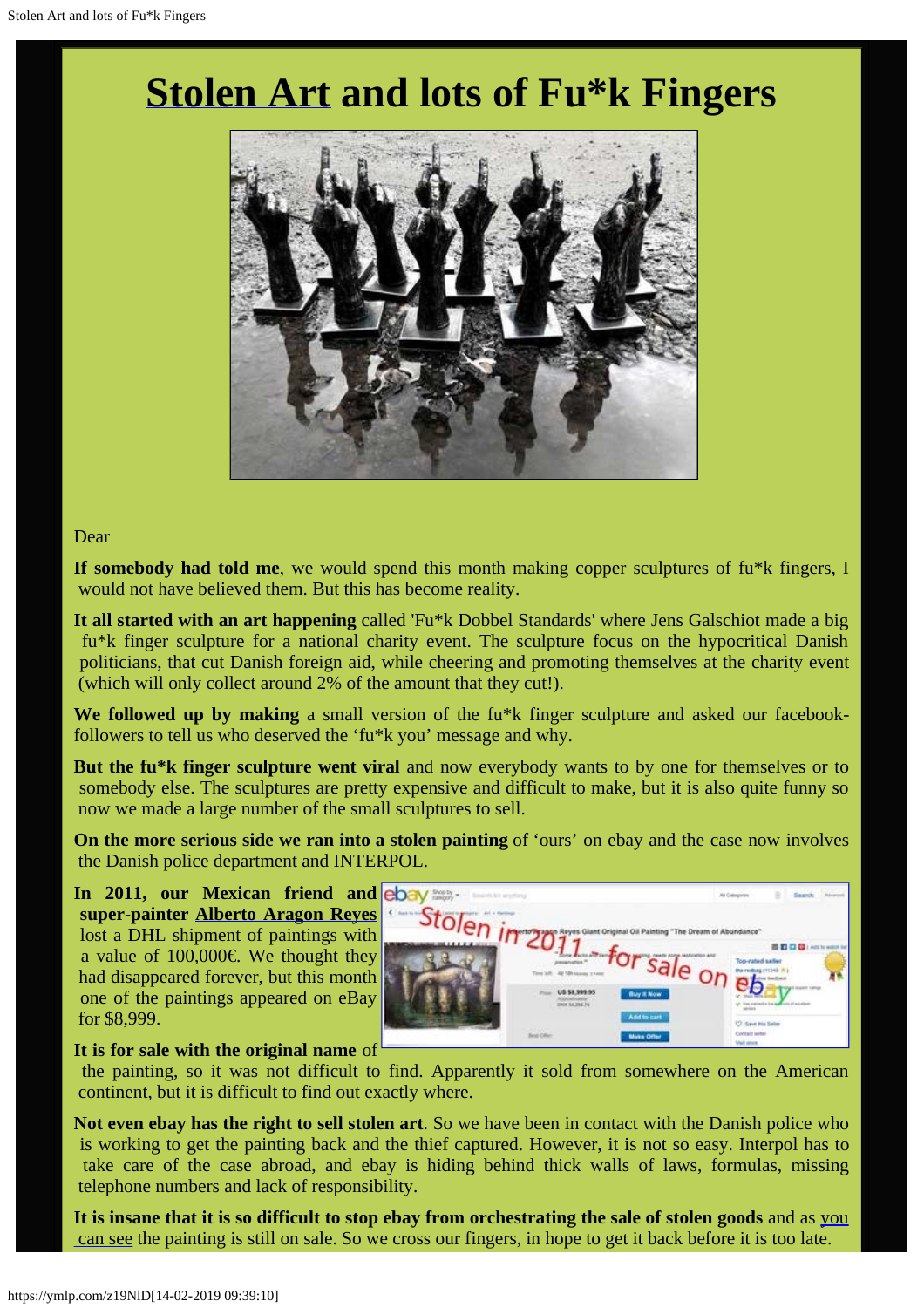# Stolen Art and lots of Fu*k Fingers

Dear

**If somebody had told me**, we would spend this month making copper sculptures of fu*k fingers, I would not have believed them. But this has become reality.

**It all started with an art happening** called 'Fu*k Dobbel Standards' where Jens Galschiot made a big fu*k finger sculpture for a national charity event. The sculpture focus on the hypocritical Danish politicians, that cut Danish foreign aid, while cheering and promoting themselves at the charity event (which will only collect around 2% of the amount that they cut!).

**We followed up by making** a small version of the fu*k finger sculpture and asked our facebook-followers to tell us who deserved the 'fu*k you' message and why.

**But the fu*k finger sculpture went viral** and now everybody wants to by one for themselves or to somebody else. The sculptures are pretty expensive and difficult to make, but it is also quite funny so now we made a large number of the small sculptures to sell.

**On the more serious side we ran into a stolen painting** of 'ours' on ebay and the case now involves the Danish police department and INTERPOL.

**In 2011, our Mexican friend and super-painter Alberto Aragon Reyes** lost a DHL shipment of paintings with a value of 100,000€. We thought they had disappeared forever, but this month one of the paintings appeared on eBay for $8,999.

**It is for sale with the original name** of the painting, so it was not difficult to find. Apparently it sold from somewhere on the American continent, but it is difficult to find out exactly where.

**Not even ebay has the right to sell stolen art**. So we have been in contact with the Danish police who is working to get the painting back and the thief captured. However, it is not so easy. Interpol has to take care of the case abroad, and ebay is hiding behind thick walls of laws, formulas, missing telephone numbers and lack of responsibility.

**It is insane that it is so difficult to stop ebay from orchestrating the sale of stolen goods** and as you can see the painting is still on sale. So we cross our fingers, in hope to get it back before it is too late.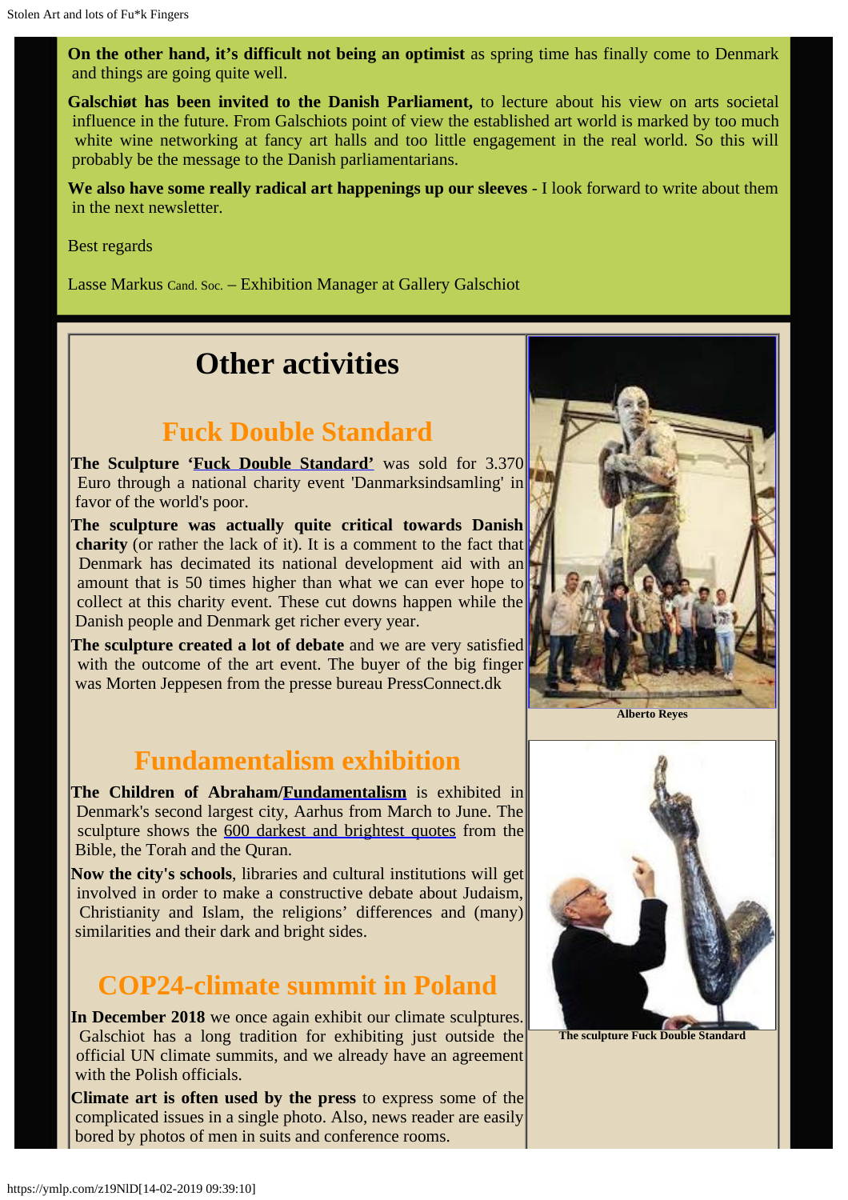**On the other hand, it's difficult not being an optimist** as spring time has finally come to Denmark and things are going quite well.

**Galschiøt has been invited to the Danish Parliament,** to lecture about his view on arts societal influence in the future. From Galschiots point of view the established art world is marked by too much white wine networking at fancy art halls and too little engagement in the real world. So this will probably be the message to the Danish parliamentarians.

**We also have some really radical art happenings up our sleeves** - I look forward to write about them in the next newsletter.

Best regards

Lasse Markus Cand. Soc. – Exhibition Manager at Gallery Galschiot

# Other activities

## Fuck Double Standard

**The Sculpture 'Fuck Double Standard'** was sold for 3.370 Euro through a national charity event 'Danmarksindsamling' in favor of the world's poor.

**The sculpture was actually quite critical towards Danish charity** (or rather the lack of it). It is a comment to the fact that Denmark has decimated its national development aid with an amount that is 50 times higher than what we can ever hope to collect at this charity event. These cut downs happen while the Danish people and Denmark get richer every year.

**The sculpture created a lot of debate** and we are very satisfied with the outcome of the art event. The buyer of the big finger was Morten Jeppesen from the presse bureau PressConnect.dk

Alberto Reyes

## Fundamentalism exhibition

**The Children of Abraham/Fundamentalism** is exhibited in Denmark's second largest city, Aarhus from March to June. The sculpture shows the 600 darkest and brightest quotes from the Bible, the Torah and the Quran.

**Now the city's schools**, libraries and cultural institutions will get involved in order to make a constructive debate about Judaism, Christianity and Islam, the religions' differences and (many) similarities and their dark and bright sides.

The sculpture Fuck Double Standard

## COP24-climate summit in Poland

**In December 2018** we once again exhibit our climate sculptures. Galschiot has a long tradition for exhibiting just outside the official UN climate summits, and we already have an agreement with the Polish officials.

**Climate art is often used by the press** to express some of the complicated issues in a single photo. Also, news reader are easily bored by photos of men in suits and conference rooms.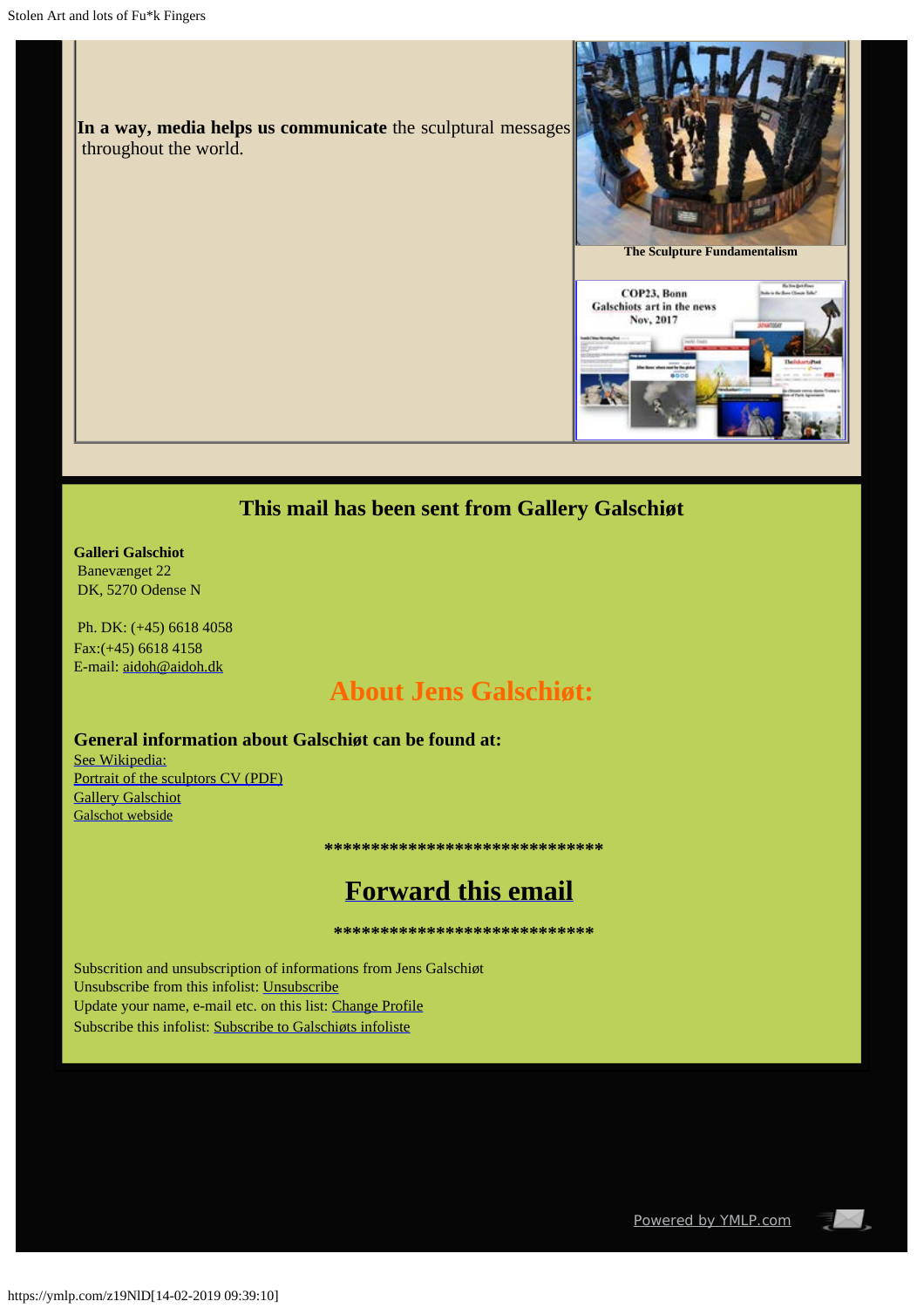**In a way, media helps us communicate** the sculptural messages throughout the world.

The Sculpture Fundamentalism

COP23, Bonn
Galschiots art in the news
Nov, 2017

## This mail has been sent from Gallery Galschiøt

**Galleri Galschiot**
Banevænget 22
DK, 5270 Odense N

Ph. DK: (+45) 6618 4058
Fax:(+45) 6618 4158
E-mail: aidoh@aidoh.dk

# About Jens Galschiøt:

### General information about Galschiøt can be found at:

See Wikipedia:
Portrait of the sculptors CV (PDF)
Gallery Galschiot
Galschot webside

******************************

# Forward this email

*****************************

Subscription and unsubscription of informations from Jens Galschiøt
Unsubscribe from this infolist: Unsubscribe
Update your name, e-mail etc. on this list: Change Profile
Subscribe this infolist: Subscribe to Galschiøts infoliste

Powered by YMLP.com